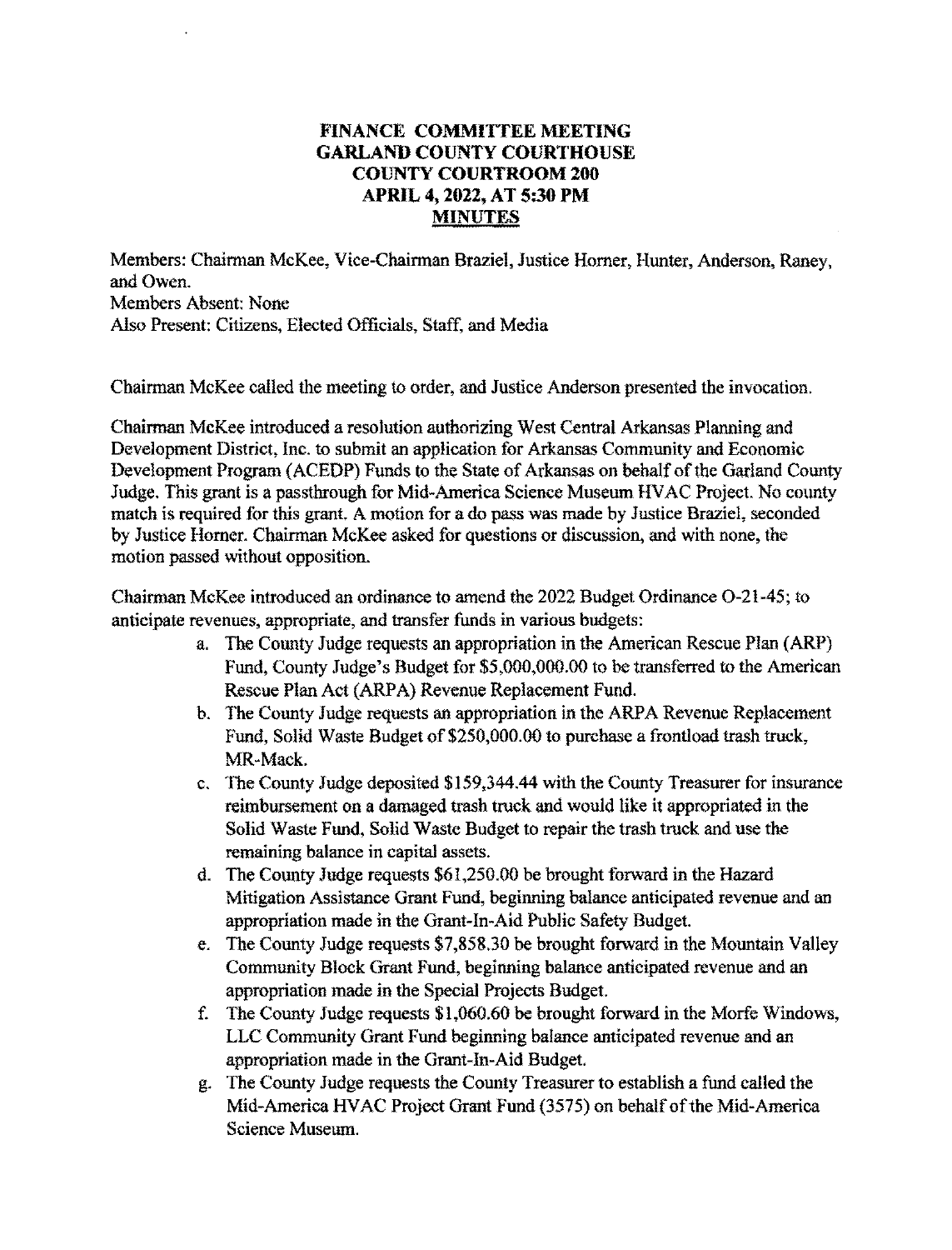# FINANCE COMMITTEE MEETING
# GARLAND COUNTY COURTHOUSE
# COUNTY COURTROOM 200
# APRIL 4, 2022, AT 5:30 PM
# MINUTES

Members: Chairman McKee, Vice-Chairman Braziel, Justice Horner, Hunter, Anderson, Raney, and Owen.
Members Absent: None
Also Present: Citizens, Elected Officials, Staff, and Media

Chairman McKee called the meeting to order, and Justice Anderson presented the invocation.

Chairman McKee introduced a resolution authorizing West Central Arkansas Planning and Development District, Inc. to submit an application for Arkansas Community and Economic Development Program (ACEDP) Funds to the State of Arkansas on behalf of the Garland County Judge. This grant is a passthrough for Mid-America Science Museum HVAC Project. No county match is required for this grant. A motion for a do pass was made by Justice Braziel, seconded by Justice Horner. Chairman McKee asked for questions or discussion, and with none, the motion passed without opposition.

Chairman McKee introduced an ordinance to amend the 2022 Budget Ordinance O-21-45; to anticipate revenues, appropriate, and transfer funds in various budgets:

a. The County Judge requests an appropriation in the American Rescue Plan (ARP) Fund, County Judge's Budget for $5,000,000.00 to be transferred to the American Rescue Plan Act (ARPA) Revenue Replacement Fund.
b. The County Judge requests an appropriation in the ARPA Revenue Replacement Fund, Solid Waste Budget of $250,000.00 to purchase a frontload trash truck, MR-Mack.
c. The County Judge deposited $159,344.44 with the County Treasurer for insurance reimbursement on a damaged trash truck and would like it appropriated in the Solid Waste Fund, Solid Waste Budget to repair the trash truck and use the remaining balance in capital assets.
d. The County Judge requests $61,250.00 be brought forward in the Hazard Mitigation Assistance Grant Fund, beginning balance anticipated revenue and an appropriation made in the Grant-In-Aid Public Safety Budget.
e. The County Judge requests $7,858.30 be brought forward in the Mountain Valley Community Block Grant Fund, beginning balance anticipated revenue and an appropriation made in the Special Projects Budget.
f. The County Judge requests $1,060.60 be brought forward in the Morfe Windows, LLC Community Grant Fund beginning balance anticipated revenue and an appropriation made in the Grant-In-Aid Budget.
g. The County Judge requests the County Treasurer to establish a fund called the Mid-America HVAC Project Grant Fund (3575) on behalf of the Mid-America Science Museum.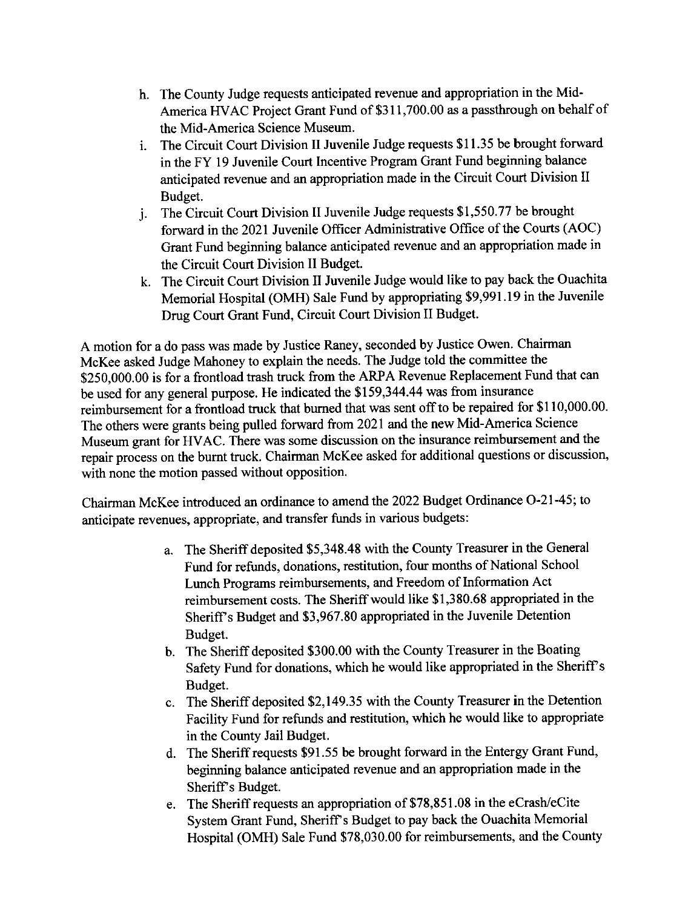h. The County Judge requests anticipated revenue and appropriation in the Mid-America HVAC Project Grant Fund of $311,700.00 as a passthrough on behalf of the Mid-America Science Museum.

i. The Circuit Court Division II Juvenile Judge requests $11.35 be brought forward in the FY 19 Juvenile Court Incentive Program Grant Fund beginning balance anticipated revenue and an appropriation made in the Circuit Court Division II Budget.

j. The Circuit Court Division II Juvenile Judge requests $1,550.77 be brought forward in the 2021 Juvenile Officer Administrative Office of the Courts (AOC) Grant Fund beginning balance anticipated revenue and an appropriation made in the Circuit Court Division II Budget.

k. The Circuit Court Division II Juvenile Judge would like to pay back the Ouachita Memorial Hospital (OMH) Sale Fund by appropriating $9,991.19 in the Juvenile Drug Court Grant Fund, Circuit Court Division II Budget.

A motion for a do pass was made by Justice Raney, seconded by Justice Owen. Chairman McKee asked Judge Mahoney to explain the needs. The Judge told the committee the $250,000.00 is for a frontload trash truck from the ARPA Revenue Replacement Fund that can be used for any general purpose. He indicated the $159,344.44 was from insurance reimbursement for a frontload truck that burned that was sent off to be repaired for $110,000.00. The others were grants being pulled forward from 2021 and the new Mid-America Science Museum grant for HVAC. There was some discussion on the insurance reimbursement and the repair process on the burnt truck. Chairman McKee asked for additional questions or discussion, with none the motion passed without opposition.

Chairman McKee introduced an ordinance to amend the 2022 Budget Ordinance O-21-45; to anticipate revenues, appropriate, and transfer funds in various budgets:

a. The Sheriff deposited $5,348.48 with the County Treasurer in the General Fund for refunds, donations, restitution, four months of National School Lunch Programs reimbursements, and Freedom of Information Act reimbursement costs. The Sheriff would like $1,380.68 appropriated in the Sheriff's Budget and $3,967.80 appropriated in the Juvenile Detention Budget.

b. The Sheriff deposited $300.00 with the County Treasurer in the Boating Safety Fund for donations, which he would like appropriated in the Sheriff's Budget.

c. The Sheriff deposited $2,149.35 with the County Treasurer in the Detention Facility Fund for refunds and restitution, which he would like to appropriate in the County Jail Budget.

d. The Sheriff requests $91.55 be brought forward in the Entergy Grant Fund, beginning balance anticipated revenue and an appropriation made in the Sheriff's Budget.

e. The Sheriff requests an appropriation of $78,851.08 in the eCrash/eCite System Grant Fund, Sheriff's Budget to pay back the Ouachita Memorial Hospital (OMH) Sale Fund $78,030.00 for reimbursements, and the County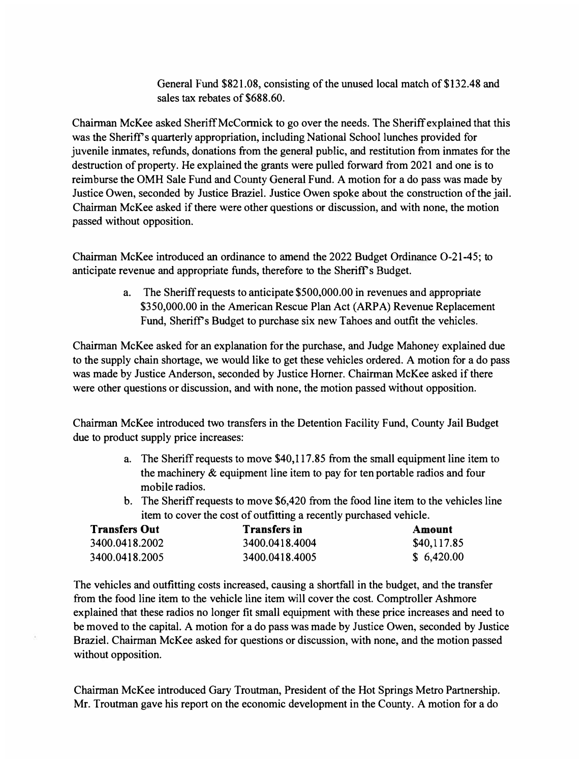General Fund $821.08, consisting of the unused local match of $132.48 and sales tax rebates of $688.60.

Chairman McKee asked Sheriff McCormick to go over the needs. The Sheriff explained that this was the Sheriff's quarterly appropriation, including National School lunches provided for juvenile inmates, refunds, donations from the general public, and restitution from inmates for the destruction of property. He explained the grants were pulled forward from 2021 and one is to reimburse the OMH Sale Fund and County General Fund. A motion for a do pass was made by Justice Owen, seconded by Justice Braziel. Justice Owen spoke about the construction of the jail. Chairman McKee asked if there were other questions or discussion, and with none, the motion passed without opposition.

Chairman McKee introduced an ordinance to amend the 2022 Budget Ordinance O-21-45; to anticipate revenue and appropriate funds, therefore to the Sheriff's Budget.

a. The Sheriff requests to anticipate $500,000.00 in revenues and appropriate $350,000.00 in the American Rescue Plan Act (ARPA) Revenue Replacement Fund, Sheriff's Budget to purchase six new Tahoes and outfit the vehicles.

Chairman McKee asked for an explanation for the purchase, and Judge Mahoney explained due to the supply chain shortage, we would like to get these vehicles ordered. A motion for a do pass was made by Justice Anderson, seconded by Justice Horner. Chairman McKee asked if there were other questions or discussion, and with none, the motion passed without opposition.

Chairman McKee introduced two transfers in the Detention Facility Fund, County Jail Budget due to product supply price increases:

a. The Sheriff requests to move $40,117.85 from the small equipment line item to the machinery & equipment line item to pay for ten portable radios and four mobile radios.
b. The Sheriff requests to move $6,420 from the food line item to the vehicles line item to cover the cost of outfitting a recently purchased vehicle.

| **Transfers Out** | **Transfers in** | **Amount** |
|---|---|---|
| 3400.0418.2002 | 3400.0418.4004 | $40,117.85 |
| 3400.0418.2005 | 3400.0418.4005 | $ 6,420.00 |

The vehicles and outfitting costs increased, causing a shortfall in the budget, and the transfer from the food line item to the vehicle line item will cover the cost. Comptroller Ashmore explained that these radios no longer fit small equipment with these price increases and need to be moved to the capital. A motion for a do pass was made by Justice Owen, seconded by Justice Braziel. Chairman McKee asked for questions or discussion, with none, and the motion passed without opposition.

Chairman McKee introduced Gary Troutman, President of the Hot Springs Metro Partnership. Mr. Troutman gave his report on the economic development in the County. A motion for a do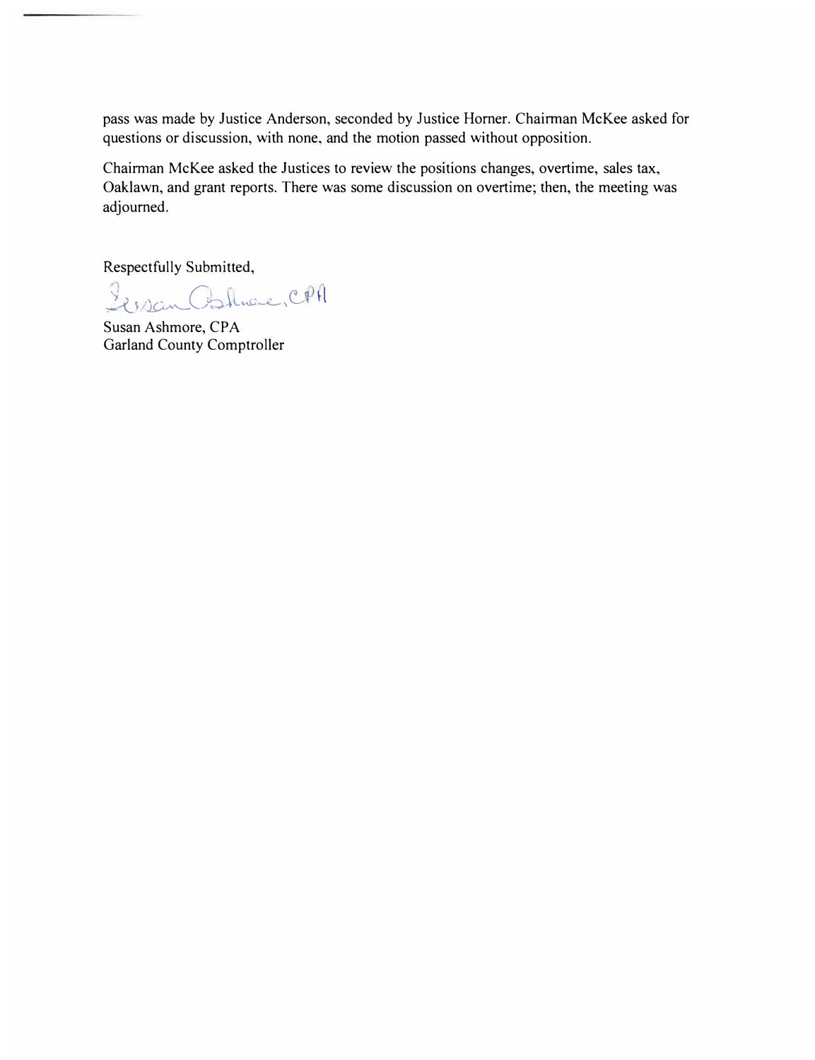pass was made by Justice Anderson, seconded by Justice Horner. Chairman McKee asked for questions or discussion, with none, and the motion passed without opposition.

Chairman McKee asked the Justices to review the positions changes, overtime, sales tax, Oaklawn, and grant reports. There was some discussion on overtime; then, the meeting was adjourned.

Respectfully Submitted,

Susan Ashmore, CPA

Susan Ashmore, CPA
Garland County Comptroller